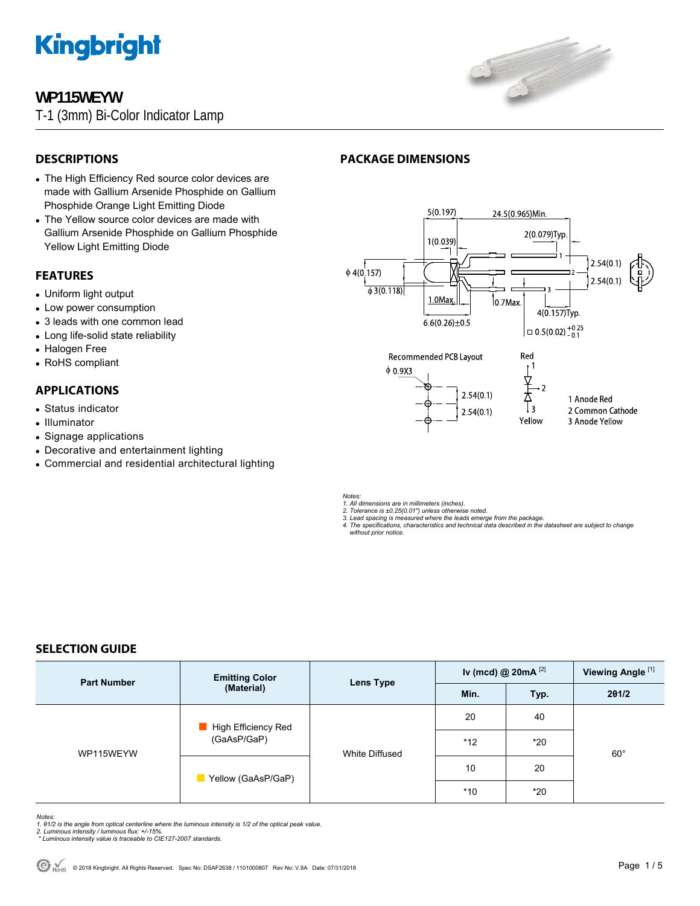# WP115WEYW

T-1 (3mm) Bi-Color Indicator Lamp

## DESCRIPTIONS

- The High Efficiency Red source color devices are made with Gallium Arsenide Phosphide on Gallium Phosphide Orange Light Emitting Diode
- The Yellow source color devices are made with Gallium Arsenide Phosphide on Gallium Phosphide Yellow Light Emitting Diode

## FEATURES

- Uniform light output
- Low power consumption
- 3 leads with one common lead
- Long life-solid state reliability
- Halogen Free
- RoHS compliant

## APPLICATIONS

- Status indicator
- Illuminator
- Signage applications
- Decorative and entertainment lighting
- Commercial and residential architectural lighting

## PACKAGE DIMENSIONS

5(0.197) 24.5(0.965)Min. 2(0.079)Typ. 1(0.039) ϕ4(0.157) ϕ3(0.118) 1.0Max. 0.7Max. 6.6(0.26)±0.5 4(0.157)Typ. 2.54(0.1) 2.54(0.1) □ 0.5(0.02) +0.25/-0.1

Recommended PCB Layout: ϕ0.9X3, 2.54(0.1), 2.54(0.1)

Red / Yellow

1 Anode Red
2 Common Cathode
3 Anode Yellow

*Notes:*
*1. All dimensions are in millimeters (inches).*
*2. Tolerance is ±0.25(0.01") unless otherwise noted.*
*3. Lead spacing is measured where the leads emerge from the package.*
*4. The specifications, characteristics and technical data described in the datasheet are subject to change without prior notice.*

## SELECTION GUIDE

| Part Number | Emitting Color (Material) | Lens Type | Iv (mcd) @ 20mA [2] | | Viewing Angle [1] |
|---|---|---|---|---|---|
| | | | Min. | Typ. | 2θ1/2 |
| WP115WEYW | High Efficiency Red (GaAsP/GaP) | White Diffused | 20 | 40 | 60° |
| | | | *12 | *20 | |
| | Yellow (GaAsP/GaP) | | 10 | 20 | |
| | | | *10 | *20 | |

*Notes:*
*1. θ1/2 is the angle from optical centerline where the luminous intensity is 1/2 of the optical peak value.*
*2. Luminous intensity / luminous flux: +/-15%.*
*\* Luminous intensity value is traceable to CIE127-2007 standards.*

© 2018 Kingbright. All Rights Reserved. Spec No: DSAF2638 / 1101000807 Rev No: V.8A Date: 07/31/2018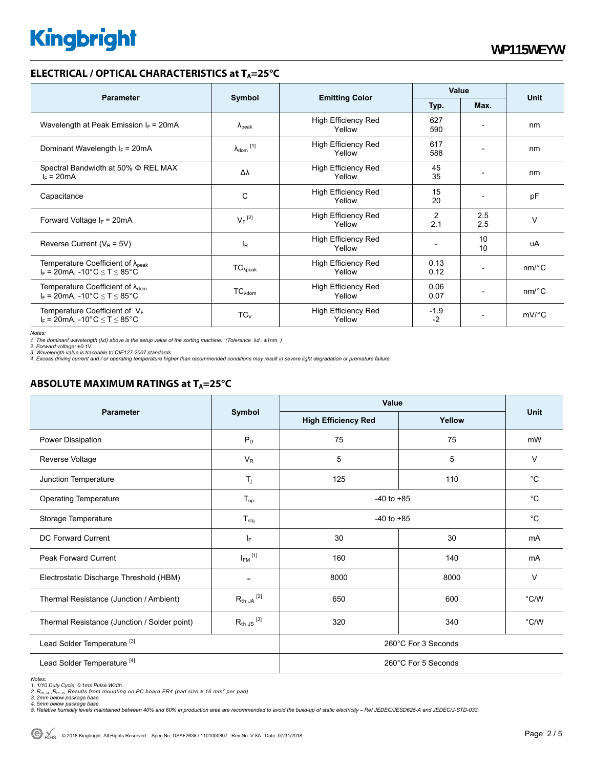## ELECTRICAL / OPTICAL CHARACTERISTICS at $T_A$=25°C

| Parameter | Symbol | Emitting Color | Value | | Unit |
|---|---|---|---|---|---|
| | | | Typ. | Max. | |
| Wavelength at Peak Emission $I_F$ = 20mA | $\lambda_{peak}$ | High Efficiency Red<br>Yellow | 627<br>590 | - | nm |
| Dominant Wavelength $I_F$ = 20mA | $\lambda_{dom}$ [1] | High Efficiency Red<br>Yellow | 617<br>588 | - | nm |
| Spectral Bandwidth at 50% Φ REL MAX<br>$I_F$ = 20mA | Δλ | High Efficiency Red<br>Yellow | 45<br>35 | - | nm |
| Capacitance | C | High Efficiency Red<br>Yellow | 15<br>20 | - | pF |
| Forward Voltage $I_F$ = 20mA | $V_F$ [2] | High Efficiency Red<br>Yellow | 2<br>2.1 | 2.5<br>2.5 | V |
| Reverse Current ($V_R$ = 5V) | $I_R$ | High Efficiency Red<br>Yellow | - | 10<br>10 | uA |
| Temperature Coefficient of $\lambda_{peak}$<br>$I_F$ = 20mA, -10°C ≤ T ≤ 85°C | $TC_{\lambda peak}$ | High Efficiency Red<br>Yellow | 0.13<br>0.12 | - | nm/°C |
| Temperature Coefficient of $\lambda_{dom}$<br>$I_F$ = 20mA, -10°C ≤ T ≤ 85°C | $TC_{\lambda dom}$ | High Efficiency Red<br>Yellow | 0.06<br>0.07 | - | nm/°C |
| Temperature Coefficient of $V_F$<br>$I_F$ = 20mA, -10°C ≤ T ≤ 85°C | $TC_V$ | High Efficiency Red<br>Yellow | -1.9<br>-2 | - | mV/°C |

*Notes:*
*1. The dominant wavelength (λd) above is the setup value of the sorting machine. (Tolerance λd : ±1nm. )*
*2. Forward voltage: ±0.1V.*
*3. Wavelength value is traceable to CIE127-2007 standards.*
*4. Excess driving current and / or operating temperature higher than recommended conditions may result in severe light degradation or premature failure.*

## ABSOLUTE MAXIMUM RATINGS at $T_A$=25°C

| Parameter | Symbol | Value | | Unit |
|---|---|---|---|---|
| | | High Efficiency Red | Yellow | |
| Power Dissipation | $P_D$ | 75 | 75 | mW |
| Reverse Voltage | $V_R$ | 5 | 5 | V |
| Junction Temperature | $T_j$ | 125 | 110 | °C |
| Operating Temperature | $T_{op}$ | -40 to +85 | | °C |
| Storage Temperature | $T_{stg}$ | -40 to +85 | | °C |
| DC Forward Current | $I_F$ | 30 | 30 | mA |
| Peak Forward Current | $I_{FM}$ [1] | 160 | 140 | mA |
| Electrostatic Discharge Threshold (HBM) | - | 8000 | 8000 | V |
| Thermal Resistance (Junction / Ambient) | $R_{th\ JA}$ [2] | 650 | 600 | °C/W |
| Thermal Resistance (Junction / Solder point) | $R_{th\ JS}$ [2] | 320 | 340 | °C/W |
| Lead Solder Temperature [3] | | 260°C For 3 Seconds | | |
| Lead Solder Temperature [4] | | 260°C For 5 Seconds | | |

*Notes:*
*1. 1/10 Duty Cycle, 0.1ms Pulse Width.*
*2. $R_{th\ JA}$ ,$R_{th\ JS}$ Results from mounting on PC board FR4 (pad size ≥ 16 mm² per pad).*
*3. 2mm below package base.*
*4. 5mm below package base.*
*5. Relative humidity levels maintained between 40% and 60% in production area are recommended to avoid the build-up of static electricity – Ref JEDEC/JESD625-A and JEDEC/J-STD-033.*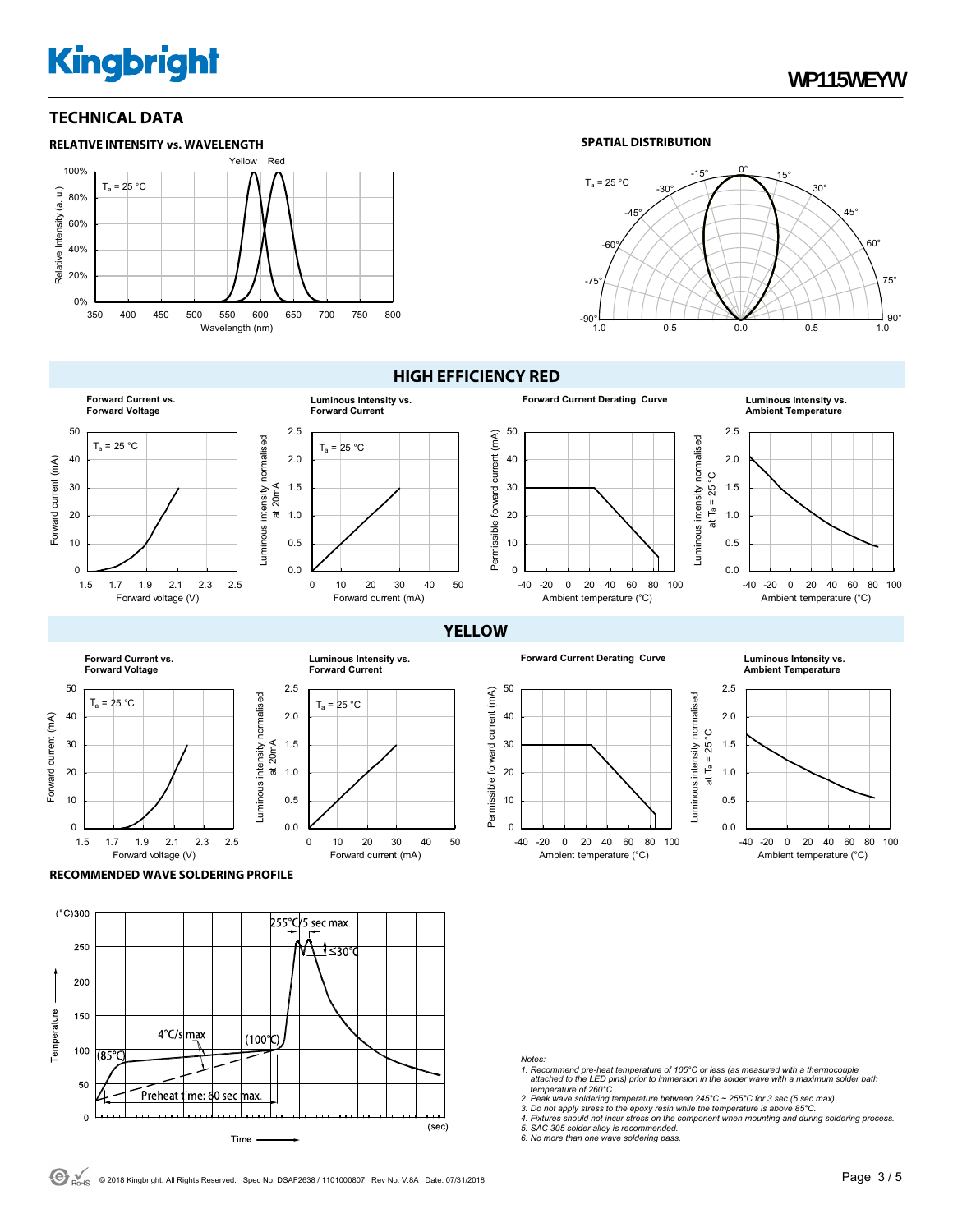## TECHNICAL DATA

### RELATIVE INTENSITY vs. WAVELENGTH

### SPATIAL DISTRIBUTION

## HIGH EFFICIENCY RED

**Forward Current vs. Forward Voltage**

**Luminous Intensity vs. Forward Current**

**Forward Current Derating Curve**

**Luminous Intensity vs. Ambient Temperature**

## YELLOW

**Forward Current vs. Forward Voltage**

**Luminous Intensity vs. Forward Current**

**Forward Current Derating Curve**

**Luminous Intensity vs. Ambient Temperature**

### RECOMMENDED WAVE SOLDERING PROFILE

*Notes:*

1. *Recommend pre-heat temperature of 105°C or less (as measured with a thermocouple attached to the LED pins) prior to immersion in the solder wave with a maximum solder bath temperature of 260°C*
2. *Peak wave soldering temperature between 245°C ~ 255°C for 3 sec (5 sec max).*
3. *Do not apply stress to the epoxy resin while the temperature is above 85°C.*
4. *Fixtures should not incur stress on the component when mounting and during soldering process.*
5. *SAC 305 solder alloy is recommended.*
6. *No more than one wave soldering pass.*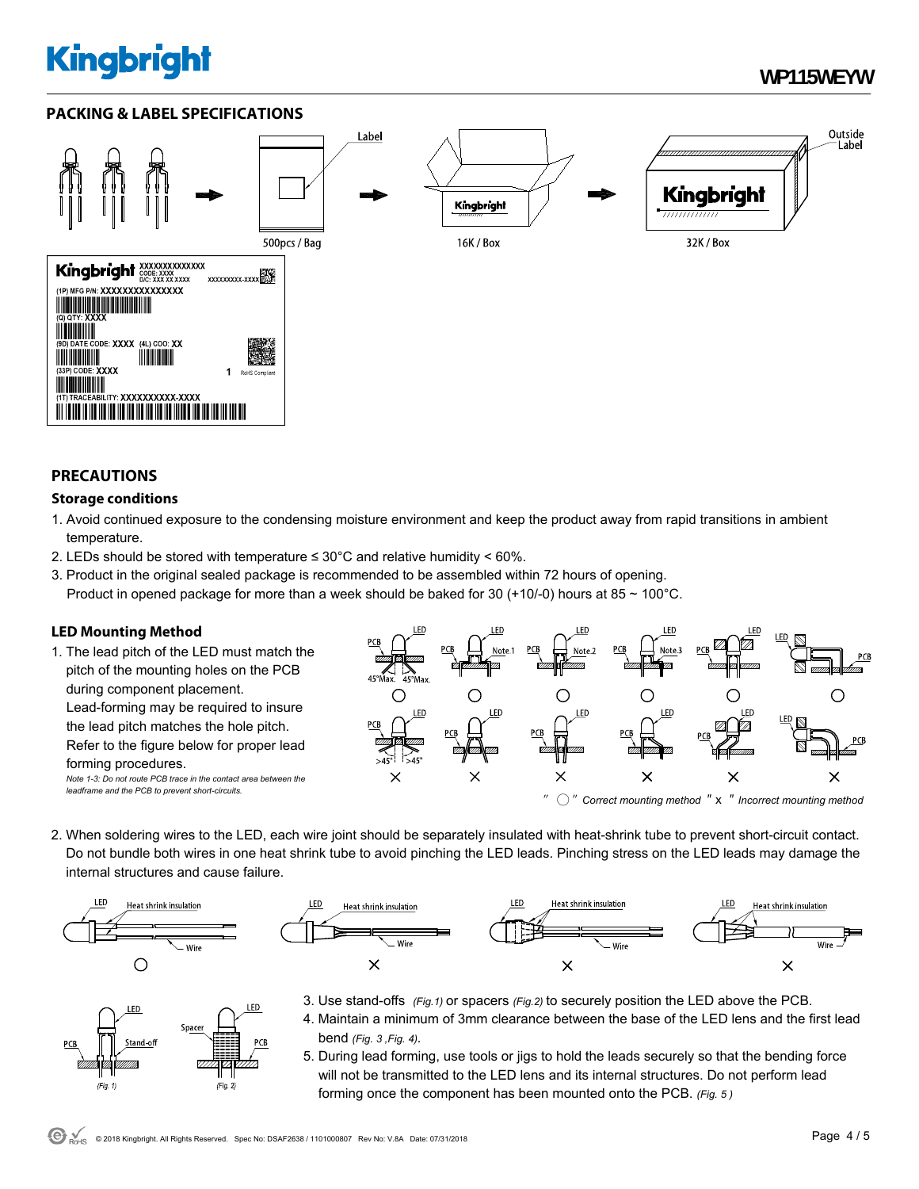## PACKING & LABEL SPECIFICATIONS

500pcs / Bag

16K / Box

32K / Box

## PRECAUTIONS

### Storage conditions

1. Avoid continued exposure to the condensing moisture environment and keep the product away from rapid transitions in ambient temperature.
2. LEDs should be stored with temperature ≤ 30°C and relative humidity < 60%.
3. Product in the original sealed package is recommended to be assembled within 72 hours of opening.
   Product in opened package for more than a week should be baked for 30 (+10/-0) hours at 85 ~ 100°C.

### LED Mounting Method

1. The lead pitch of the LED must match the pitch of the mounting holes on the PCB during component placement. Lead-forming may be required to insure the lead pitch matches the hole pitch. Refer to the figure below for proper lead forming procedures.
   *Note 1-3: Do not route PCB trace in the contact area between the leadframe and the PCB to prevent short-circuits.*

" ○ " Correct mounting method " x " Incorrect mounting method

2. When soldering wires to the LED, each wire joint should be separately insulated with heat-shrink tube to prevent short-circuit contact. Do not bundle both wires in one heat shrink tube to avoid pinching the LED leads. Pinching stress on the LED leads may damage the internal structures and cause failure.

3. Use stand-offs *(Fig.1)* or spacers *(Fig.2)* to securely position the LED above the PCB.
4. Maintain a minimum of 3mm clearance between the base of the LED lens and the first lead bend *(Fig. 3 ,Fig. 4)*.
5. During lead forming, use tools or jigs to hold the leads securely so that the bending force will not be transmitted to the LED lens and its internal structures. Do not perform lead forming once the component has been mounted onto the PCB. *(Fig. 5 )*

© 2018 Kingbright. All Rights Reserved. Spec No: DSAF2638 / 1101000807 Rev No: V.8A Date: 07/31/2018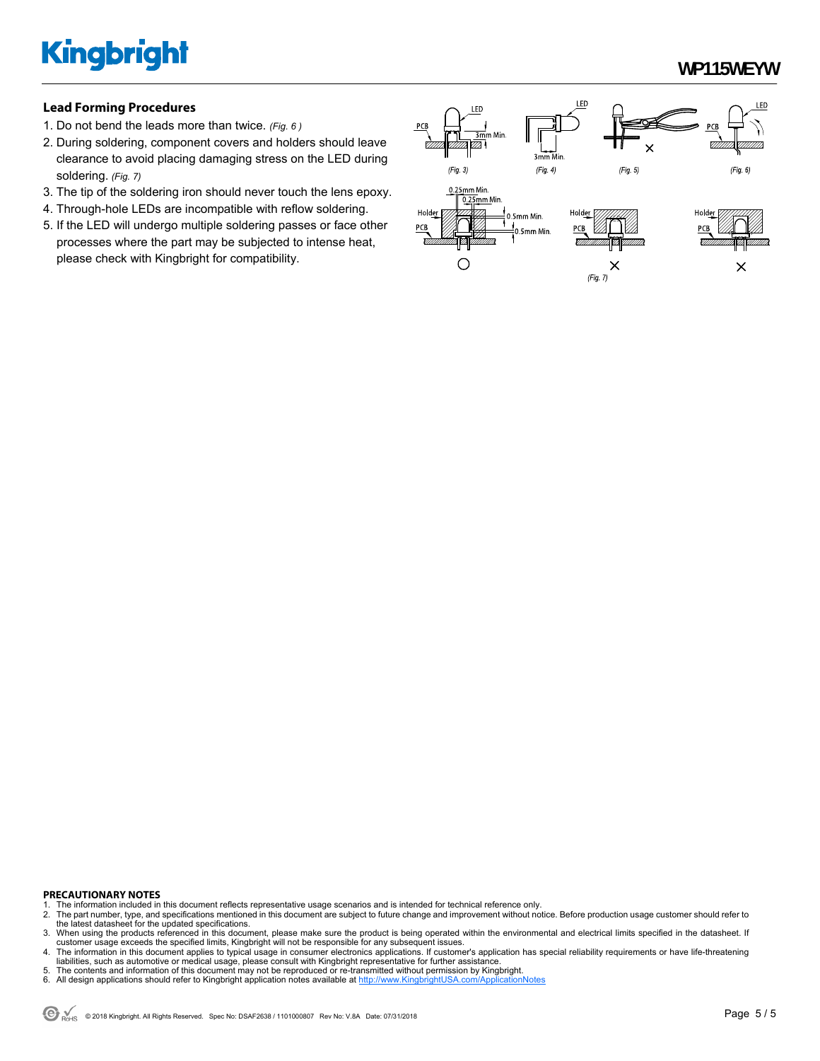## Lead Forming Procedures

1. Do not bend the leads more than twice. *(Fig. 6 )*
2. During soldering, component covers and holders should leave clearance to avoid placing damaging stress on the LED during soldering. *(Fig. 7)*
3. The tip of the soldering iron should never touch the lens epoxy.
4. Through-hole LEDs are incompatible with reflow soldering.
5. If the LED will undergo multiple soldering passes or face other processes where the part may be subjected to intense heat, please check with Kingbright for compatibility.

LED
PCB
3mm Min.
(Fig. 3)

LED
3mm Min.
(Fig. 4)

(Fig. 5)

LED
PCB
(Fig. 6)

0.25mm Min.
0.25mm Min.
Holder
PCB
0.5mm Min.
0.5mm Min.

Holder
PCB

Holder
PCB

(Fig. 7)

**PRECAUTIONARY NOTES**

1. The information included in this document reflects representative usage scenarios and is intended for technical reference only.
2. The part number, type, and specifications mentioned in this document are subject to future change and improvement without notice. Before production usage customer should refer to the latest datasheet for the updated specifications.
3. When using the products referenced in this document, please make sure the product is being operated within the environmental and electrical limits specified in the datasheet. If customer usage exceeds the specified limits, Kingbright will not be responsible for any subsequent issues.
4. The information in this document applies to typical usage in consumer electronics applications. If customer's application has special reliability requirements or have life-threatening liabilities, such as automotive or medical usage, please consult with Kingbright representative for further assistance.
5. The contents and information of this document may not be reproduced or re-transmitted without permission by Kingbright.
6. All design applications should refer to Kingbright application notes available at http://www.KingbrightUSA.com/ApplicationNotes